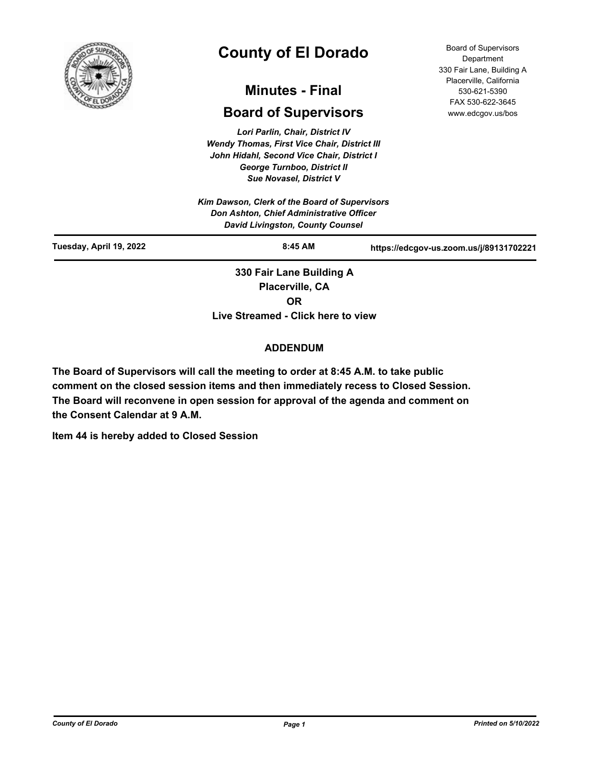# County of El Dorado

## Minutes - Final

## Board of Supervisors

Board of Supervisors Department
330 Fair Lane, Building A
Placerville, California
530-621-5390
FAX 530-622-3645
www.edcgov.us/bos

*Lori Parlin, Chair, District IV*
*Wendy Thomas, First Vice Chair, District III*
*John Hidahl, Second Vice Chair, District I*
*George Turnboo, District II*
*Sue Novasel, District V*

*Kim Dawson, Clerk of the Board of Supervisors*
*Don Ashton, Chief Administrative Officer*
*David Livingston, County Counsel*

| Tuesday, April 19, 2022 | 8:45 AM | https://edcgov-us.zoom.us/j/89131702221 |
|---|---|---|

**330 Fair Lane Building A**
**Placerville, CA**
**OR**
**Live Streamed - Click here to view**

**ADDENDUM**

**The Board of Supervisors will call the meeting to order at 8:45 A.M. to take public comment on the closed session items and then immediately recess to Closed Session. The Board will reconvene in open session for approval of the agenda and comment on the Consent Calendar at 9 A.M.**

**Item 44 is hereby added to Closed Session**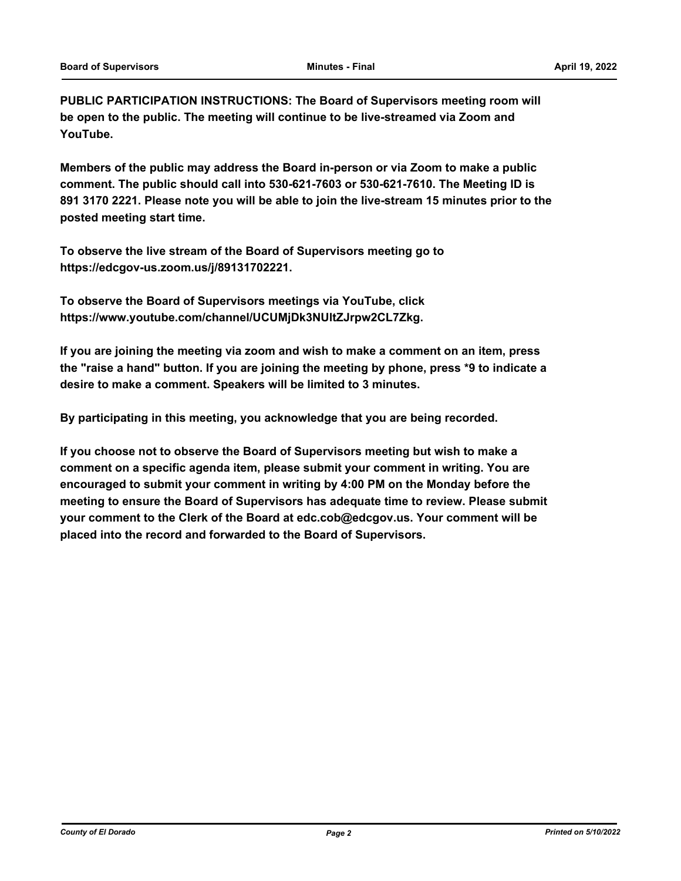**PUBLIC PARTICIPATION INSTRUCTIONS: The Board of Supervisors meeting room will be open to the public. The meeting will continue to be live-streamed via Zoom and YouTube.**

**Members of the public may address the Board in-person or via Zoom to make a public comment. The public should call into 530-621-7603 or 530-621-7610. The Meeting ID is 891 3170 2221. Please note you will be able to join the live-stream 15 minutes prior to the posted meeting start time.**

**To observe the live stream of the Board of Supervisors meeting go to https://edcgov-us.zoom.us/j/89131702221.**

**To observe the Board of Supervisors meetings via YouTube, click https://www.youtube.com/channel/UCUMjDk3NUltZJrpw2CL7Zkg.**

**If you are joining the meeting via zoom and wish to make a comment on an item, press the "raise a hand" button. If you are joining the meeting by phone, press *9 to indicate a desire to make a comment. Speakers will be limited to 3 minutes.**

**By participating in this meeting, you acknowledge that you are being recorded.**

**If you choose not to observe the Board of Supervisors meeting but wish to make a comment on a specific agenda item, please submit your comment in writing. You are encouraged to submit your comment in writing by 4:00 PM on the Monday before the meeting to ensure the Board of Supervisors has adequate time to review. Please submit your comment to the Clerk of the Board at edc.cob@edcgov.us. Your comment will be placed into the record and forwarded to the Board of Supervisors.**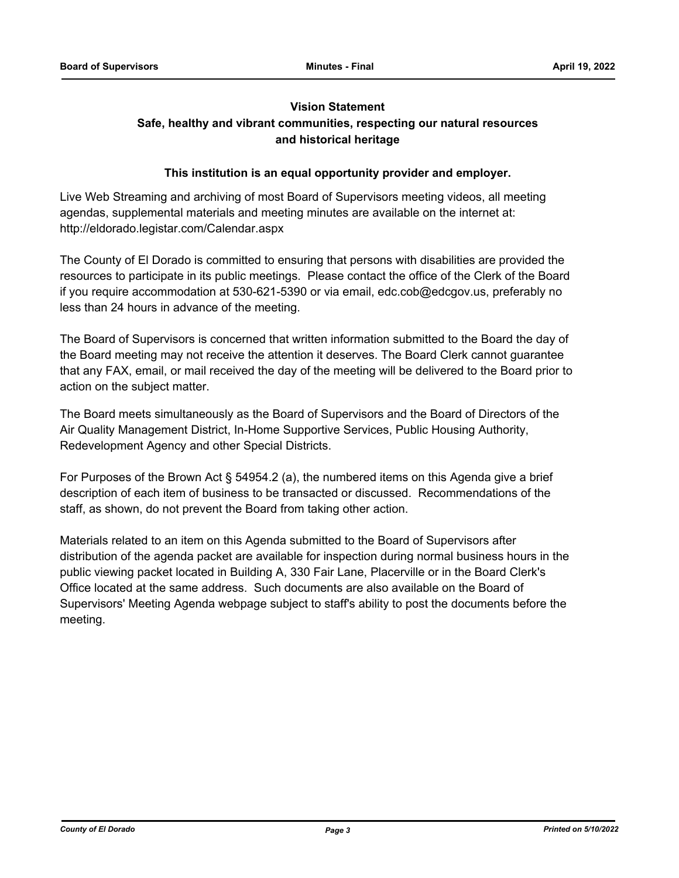**Vision Statement**

**Safe, healthy and vibrant communities, respecting our natural resources and historical heritage**

**This institution is an equal opportunity provider and employer.**

Live Web Streaming and archiving of most Board of Supervisors meeting videos, all meeting agendas, supplemental materials and meeting minutes are available on the internet at: http://eldorado.legistar.com/Calendar.aspx

The County of El Dorado is committed to ensuring that persons with disabilities are provided the resources to participate in its public meetings. Please contact the office of the Clerk of the Board if you require accommodation at 530-621-5390 or via email, edc.cob@edcgov.us, preferably no less than 24 hours in advance of the meeting.

The Board of Supervisors is concerned that written information submitted to the Board the day of the Board meeting may not receive the attention it deserves. The Board Clerk cannot guarantee that any FAX, email, or mail received the day of the meeting will be delivered to the Board prior to action on the subject matter.

The Board meets simultaneously as the Board of Supervisors and the Board of Directors of the Air Quality Management District, In-Home Supportive Services, Public Housing Authority, Redevelopment Agency and other Special Districts.

For Purposes of the Brown Act § 54954.2 (a), the numbered items on this Agenda give a brief description of each item of business to be transacted or discussed. Recommendations of the staff, as shown, do not prevent the Board from taking other action.

Materials related to an item on this Agenda submitted to the Board of Supervisors after distribution of the agenda packet are available for inspection during normal business hours in the public viewing packet located in Building A, 330 Fair Lane, Placerville or in the Board Clerk's Office located at the same address. Such documents are also available on the Board of Supervisors' Meeting Agenda webpage subject to staff's ability to post the documents before the meeting.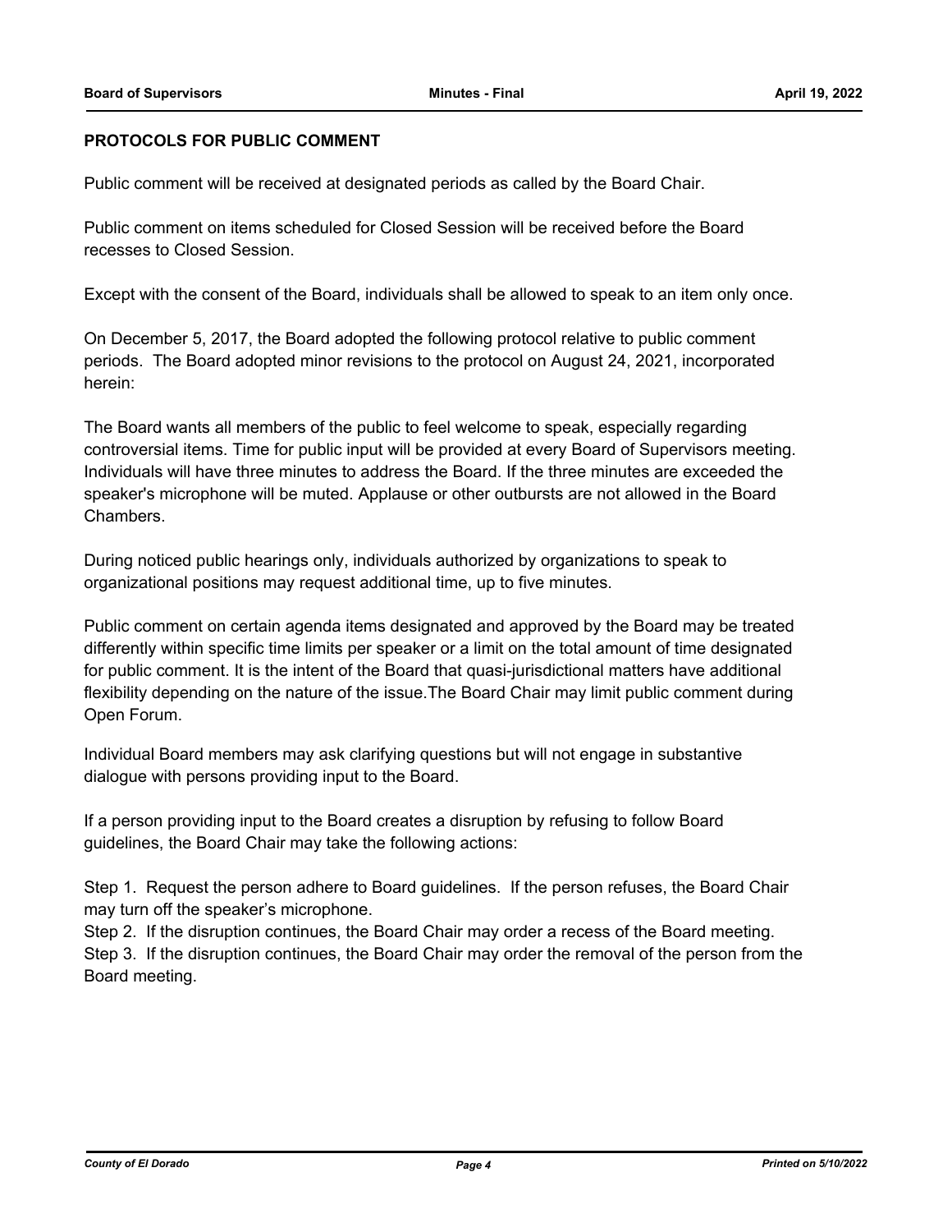**PROTOCOLS FOR PUBLIC COMMENT**

Public comment will be received at designated periods as called by the Board Chair.

Public comment on items scheduled for Closed Session will be received before the Board recesses to Closed Session.

Except with the consent of the Board, individuals shall be allowed to speak to an item only once.

On December 5, 2017, the Board adopted the following protocol relative to public comment periods. The Board adopted minor revisions to the protocol on August 24, 2021, incorporated herein:

The Board wants all members of the public to feel welcome to speak, especially regarding controversial items. Time for public input will be provided at every Board of Supervisors meeting. Individuals will have three minutes to address the Board. If the three minutes are exceeded the speaker's microphone will be muted. Applause or other outbursts are not allowed in the Board Chambers.

During noticed public hearings only, individuals authorized by organizations to speak to organizational positions may request additional time, up to five minutes.

Public comment on certain agenda items designated and approved by the Board may be treated differently within specific time limits per speaker or a limit on the total amount of time designated for public comment. It is the intent of the Board that quasi-jurisdictional matters have additional flexibility depending on the nature of the issue.The Board Chair may limit public comment during Open Forum.

Individual Board members may ask clarifying questions but will not engage in substantive dialogue with persons providing input to the Board.

If a person providing input to the Board creates a disruption by refusing to follow Board guidelines, the Board Chair may take the following actions:

Step 1. Request the person adhere to Board guidelines. If the person refuses, the Board Chair may turn off the speaker's microphone.
Step 2. If the disruption continues, the Board Chair may order a recess of the Board meeting.
Step 3. If the disruption continues, the Board Chair may order the removal of the person from the Board meeting.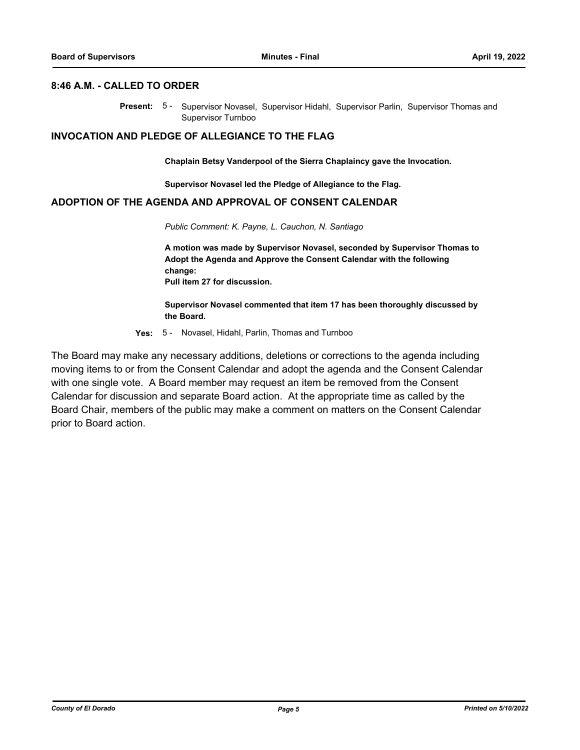## 8:46 A.M. - CALLED TO ORDER

**Present:** 5 - Supervisor Novasel, Supervisor Hidahl, Supervisor Parlin, Supervisor Thomas and Supervisor Turnboo

## INVOCATION AND PLEDGE OF ALLEGIANCE TO THE FLAG

**Chaplain Betsy Vanderpool of the Sierra Chaplaincy gave the Invocation.**

**Supervisor Novasel led the Pledge of Allegiance to the Flag.**

## ADOPTION OF THE AGENDA AND APPROVAL OF CONSENT CALENDAR

*Public Comment: K. Payne, L. Cauchon, N. Santiago*

**A motion was made by Supervisor Novasel, seconded by Supervisor Thomas to Adopt the Agenda and Approve the Consent Calendar with the following change:**
**Pull item 27 for discussion.**

**Supervisor Novasel commented that item 17 has been thoroughly discussed by the Board.**

**Yes:** 5 - Novasel, Hidahl, Parlin, Thomas and Turnboo

The Board may make any necessary additions, deletions or corrections to the agenda including moving items to or from the Consent Calendar and adopt the agenda and the Consent Calendar with one single vote. A Board member may request an item be removed from the Consent Calendar for discussion and separate Board action. At the appropriate time as called by the Board Chair, members of the public may make a comment on matters on the Consent Calendar prior to Board action.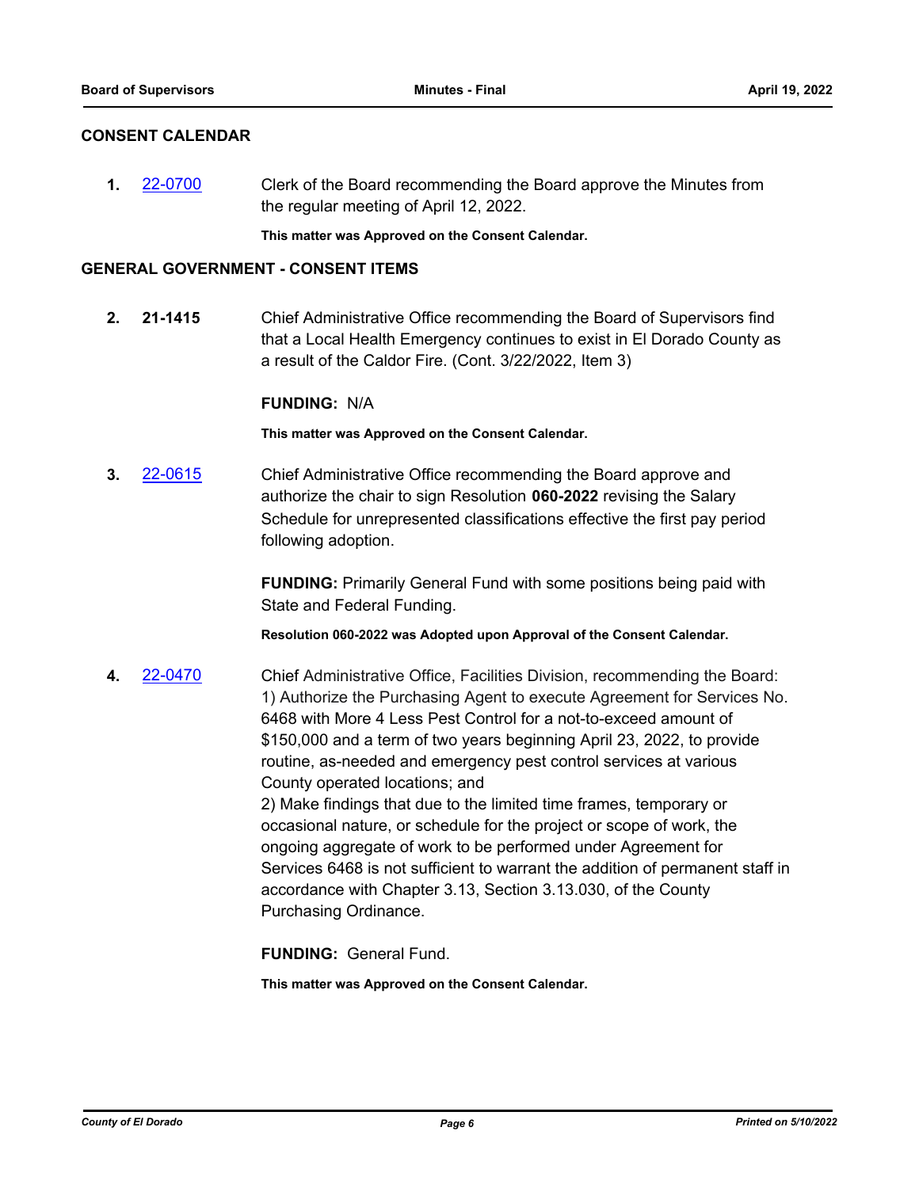## CONSENT CALENDAR

**1.** 22-0700 Clerk of the Board recommending the Board approve the Minutes from the regular meeting of April 12, 2022.

**This matter was Approved on the Consent Calendar.**

## GENERAL GOVERNMENT - CONSENT ITEMS

**2.** **21-1415** Chief Administrative Office recommending the Board of Supervisors find that a Local Health Emergency continues to exist in El Dorado County as a result of the Caldor Fire. (Cont. 3/22/2022, Item 3)

**FUNDING:** N/A

**This matter was Approved on the Consent Calendar.**

**3.** 22-0615 Chief Administrative Office recommending the Board approve and authorize the chair to sign Resolution **060-2022** revising the Salary Schedule for unrepresented classifications effective the first pay period following adoption.

**FUNDING:** Primarily General Fund with some positions being paid with State and Federal Funding.

**Resolution 060-2022 was Adopted upon Approval of the Consent Calendar.**

**4.** 22-0470 Chief Administrative Office, Facilities Division, recommending the Board:
1) Authorize the Purchasing Agent to execute Agreement for Services No. 6468 with More 4 Less Pest Control for a not-to-exceed amount of $150,000 and a term of two years beginning April 23, 2022, to provide routine, as-needed and emergency pest control services at various County operated locations; and
2) Make findings that due to the limited time frames, temporary or occasional nature, or schedule for the project or scope of work, the ongoing aggregate of work to be performed under Agreement for Services 6468 is not sufficient to warrant the addition of permanent staff in accordance with Chapter 3.13, Section 3.13.030, of the County Purchasing Ordinance.

**FUNDING:** General Fund.

**This matter was Approved on the Consent Calendar.**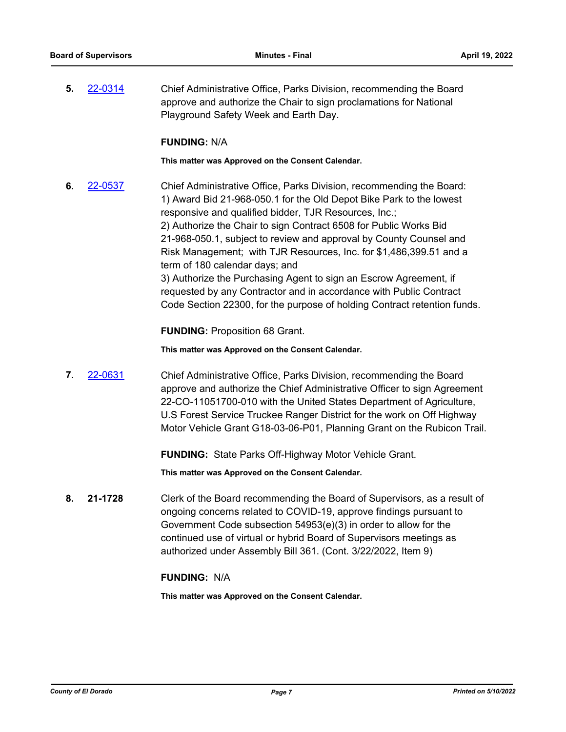**5.** [22-0314](22-0314)

Chief Administrative Office, Parks Division, recommending the Board approve and authorize the Chair to sign proclamations for National Playground Safety Week and Earth Day.

**FUNDING:** N/A

**This matter was Approved on the Consent Calendar.**

**6.** [22-0537](22-0537)

Chief Administrative Office, Parks Division, recommending the Board:
1) Award Bid 21-968-050.1 for the Old Depot Bike Park to the lowest responsive and qualified bidder, TJR Resources, Inc.;
2) Authorize the Chair to sign Contract 6508 for Public Works Bid 21-968-050.1, subject to review and approval by County Counsel and Risk Management; with TJR Resources, Inc. for $1,486,399.51 and a term of 180 calendar days; and
3) Authorize the Purchasing Agent to sign an Escrow Agreement, if requested by any Contractor and in accordance with Public Contract Code Section 22300, for the purpose of holding Contract retention funds.

**FUNDING:** Proposition 68 Grant.

**This matter was Approved on the Consent Calendar.**

**7.** [22-0631](22-0631)

Chief Administrative Office, Parks Division, recommending the Board approve and authorize the Chief Administrative Officer to sign Agreement 22-CO-11051700-010 with the United States Department of Agriculture, U.S Forest Service Truckee Ranger District for the work on Off Highway Motor Vehicle Grant G18-03-06-P01, Planning Grant on the Rubicon Trail.

**FUNDING:** State Parks Off-Highway Motor Vehicle Grant.

**This matter was Approved on the Consent Calendar.**

**8.** **21-1728**

Clerk of the Board recommending the Board of Supervisors, as a result of ongoing concerns related to COVID-19, approve findings pursuant to Government Code subsection 54953(e)(3) in order to allow for the continued use of virtual or hybrid Board of Supervisors meetings as authorized under Assembly Bill 361. (Cont. 3/22/2022, Item 9)

**FUNDING:** N/A

**This matter was Approved on the Consent Calendar.**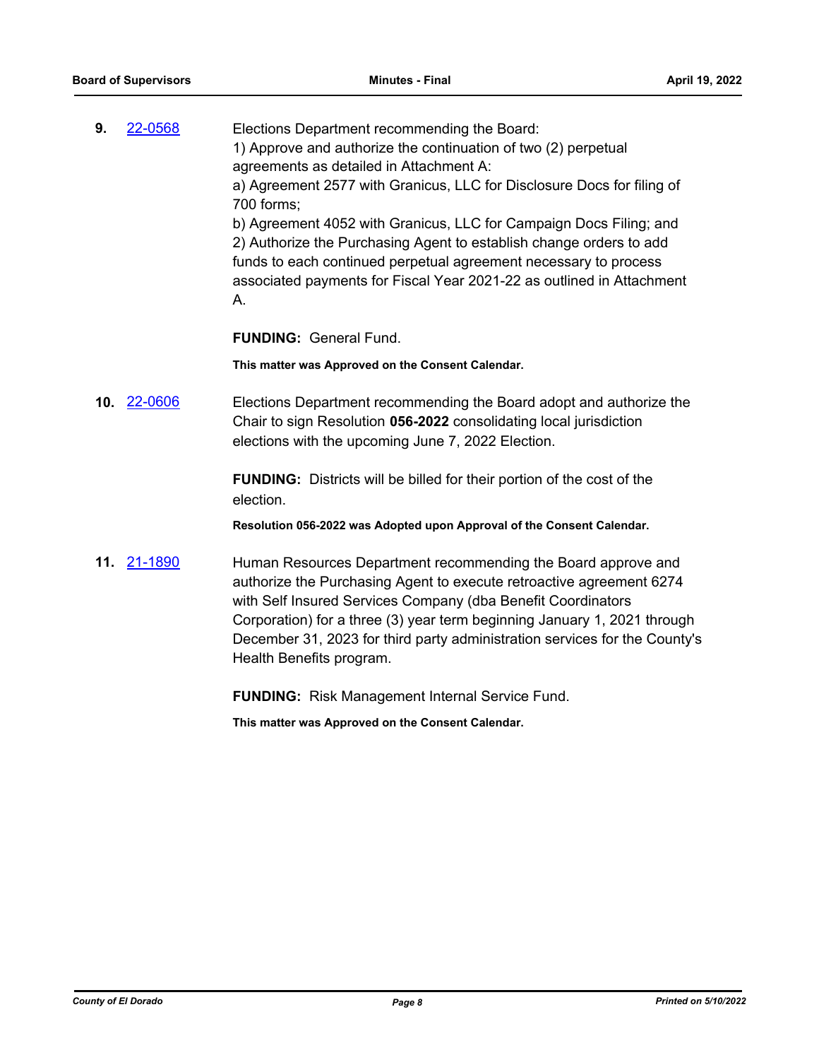**9.** [22-0568](22-0568)

Elections Department recommending the Board:
1) Approve and authorize the continuation of two (2) perpetual agreements as detailed in Attachment A:
a) Agreement 2577 with Granicus, LLC for Disclosure Docs for filing of 700 forms;
b) Agreement 4052 with Granicus, LLC for Campaign Docs Filing; and
2) Authorize the Purchasing Agent to establish change orders to add funds to each continued perpetual agreement necessary to process associated payments for Fiscal Year 2021-22 as outlined in Attachment A.

**FUNDING:** General Fund.

**This matter was Approved on the Consent Calendar.**

**10.** [22-0606](22-0606)

Elections Department recommending the Board adopt and authorize the Chair to sign Resolution **056-2022** consolidating local jurisdiction elections with the upcoming June 7, 2022 Election.

**FUNDING:** Districts will be billed for their portion of the cost of the election.

**Resolution 056-2022 was Adopted upon Approval of the Consent Calendar.**

**11.** [21-1890](21-1890)

Human Resources Department recommending the Board approve and authorize the Purchasing Agent to execute retroactive agreement 6274 with Self Insured Services Company (dba Benefit Coordinators Corporation) for a three (3) year term beginning January 1, 2021 through December 31, 2023 for third party administration services for the County's Health Benefits program.

**FUNDING:** Risk Management Internal Service Fund.

**This matter was Approved on the Consent Calendar.**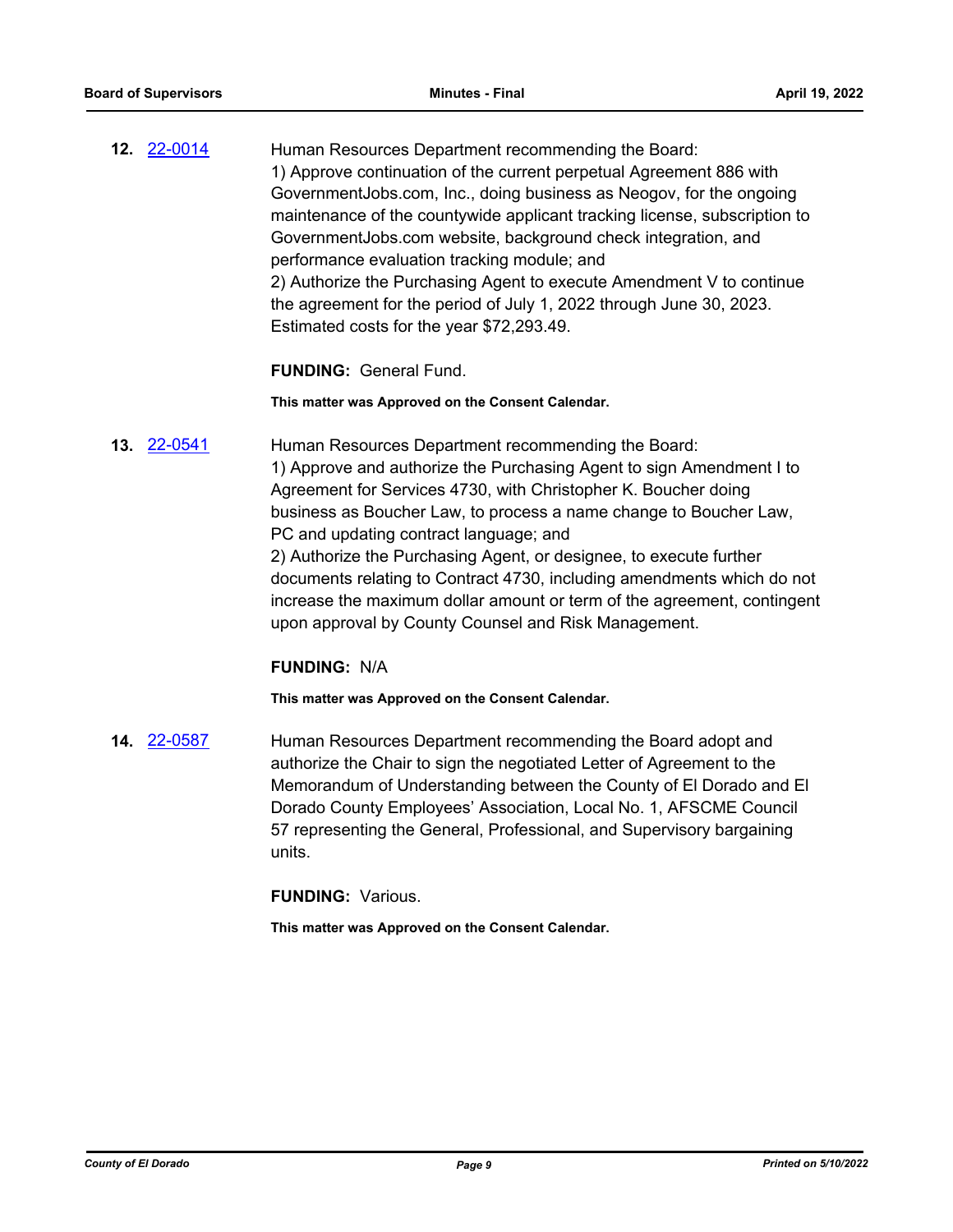**12.** 22-0014

Human Resources Department recommending the Board:
1) Approve continuation of the current perpetual Agreement 886 with GovernmentJobs.com, Inc., doing business as Neogov, for the ongoing maintenance of the countywide applicant tracking license, subscription to GovernmentJobs.com website, background check integration, and performance evaluation tracking module; and
2) Authorize the Purchasing Agent to execute Amendment V to continue the agreement for the period of July 1, 2022 through June 30, 2023. Estimated costs for the year $72,293.49.

**FUNDING:** General Fund.

**This matter was Approved on the Consent Calendar.**

**13.** 22-0541

Human Resources Department recommending the Board:
1) Approve and authorize the Purchasing Agent to sign Amendment I to Agreement for Services 4730, with Christopher K. Boucher doing business as Boucher Law, to process a name change to Boucher Law, PC and updating contract language; and
2) Authorize the Purchasing Agent, or designee, to execute further documents relating to Contract 4730, including amendments which do not increase the maximum dollar amount or term of the agreement, contingent upon approval by County Counsel and Risk Management.

**FUNDING:** N/A

**This matter was Approved on the Consent Calendar.**

**14.** 22-0587

Human Resources Department recommending the Board adopt and authorize the Chair to sign the negotiated Letter of Agreement to the Memorandum of Understanding between the County of El Dorado and El Dorado County Employees' Association, Local No. 1, AFSCME Council 57 representing the General, Professional, and Supervisory bargaining units.

**FUNDING:** Various.

**This matter was Approved on the Consent Calendar.**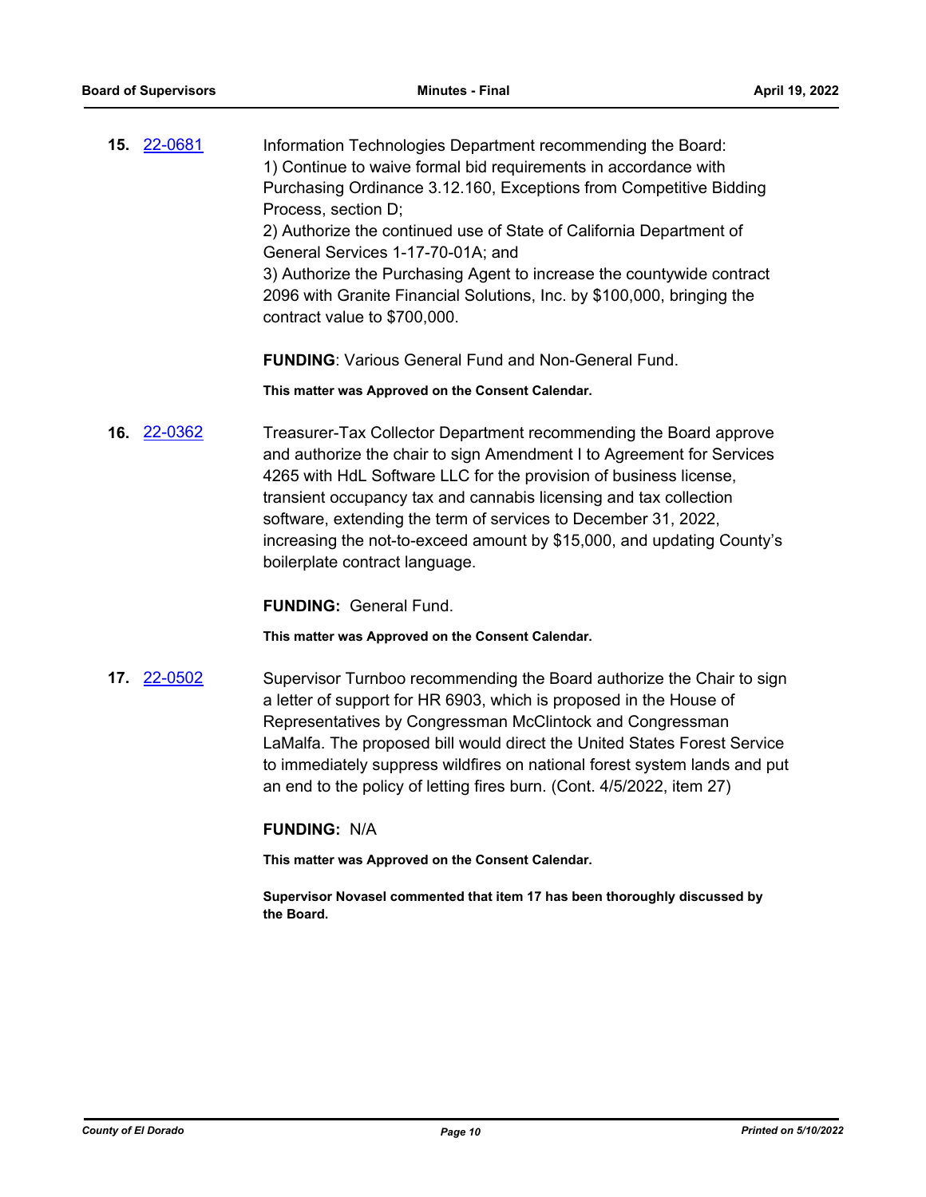**15.** [22-0681]

Information Technologies Department recommending the Board:
1) Continue to waive formal bid requirements in accordance with Purchasing Ordinance 3.12.160, Exceptions from Competitive Bidding Process, section D;
2) Authorize the continued use of State of California Department of General Services 1-17-70-01A; and
3) Authorize the Purchasing Agent to increase the countywide contract 2096 with Granite Financial Solutions, Inc. by $100,000, bringing the contract value to $700,000.

**FUNDING**: Various General Fund and Non-General Fund.

**This matter was Approved on the Consent Calendar.**

**16.** [22-0362]

Treasurer-Tax Collector Department recommending the Board approve and authorize the chair to sign Amendment I to Agreement for Services 4265 with HdL Software LLC for the provision of business license, transient occupancy tax and cannabis licensing and tax collection software, extending the term of services to December 31, 2022, increasing the not-to-exceed amount by $15,000, and updating County's boilerplate contract language.

**FUNDING:** General Fund.

**This matter was Approved on the Consent Calendar.**

**17.** [22-0502]

Supervisor Turnboo recommending the Board authorize the Chair to sign a letter of support for HR 6903, which is proposed in the House of Representatives by Congressman McClintock and Congressman LaMalfa. The proposed bill would direct the United States Forest Service to immediately suppress wildfires on national forest system lands and put an end to the policy of letting fires burn. (Cont. 4/5/2022, item 27)

**FUNDING:** N/A

**This matter was Approved on the Consent Calendar.**

**Supervisor Novasel commented that item 17 has been thoroughly discussed by the Board.**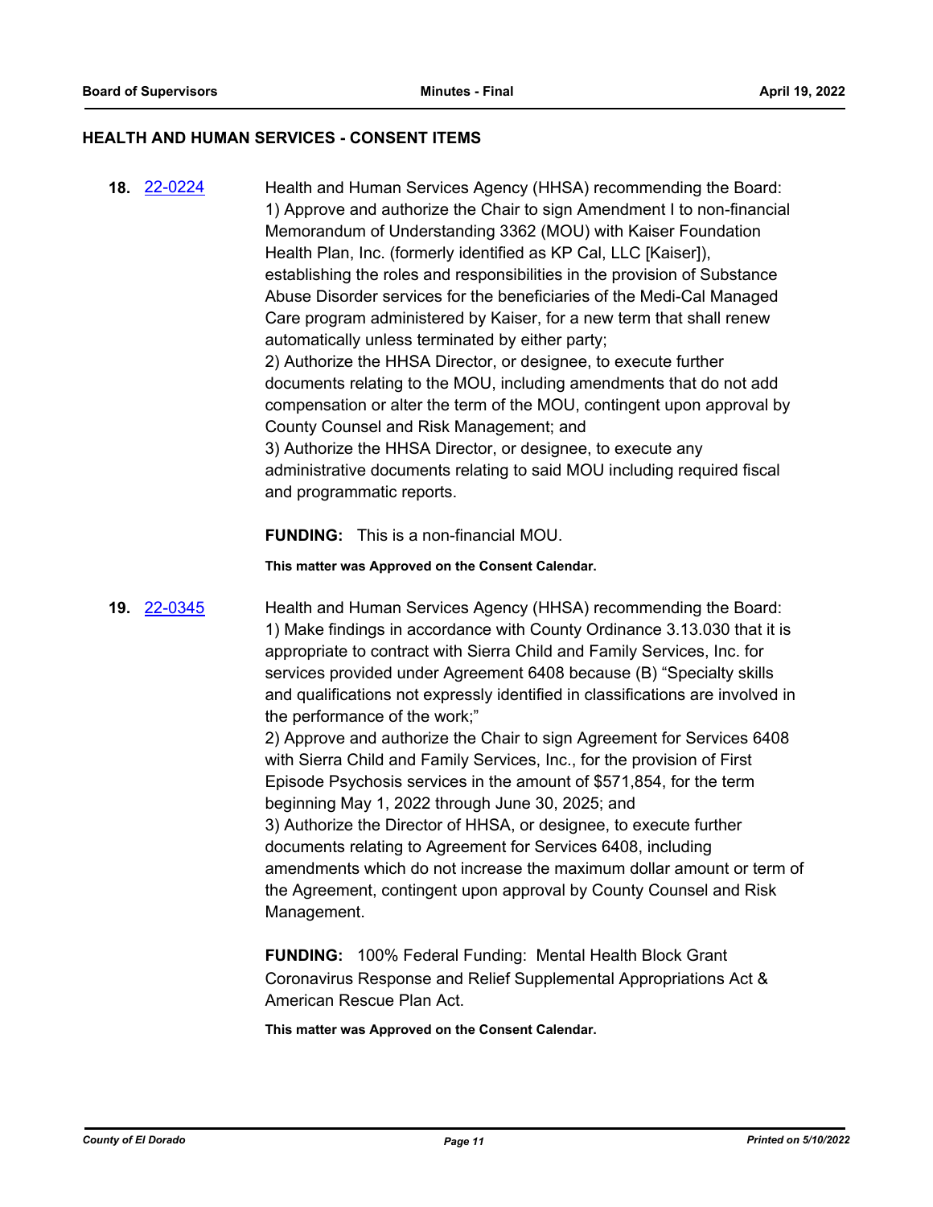## HEALTH AND HUMAN SERVICES - CONSENT ITEMS

**18.** [22-0224](22-0224)

Health and Human Services Agency (HHSA) recommending the Board:
1) Approve and authorize the Chair to sign Amendment I to non-financial Memorandum of Understanding 3362 (MOU) with Kaiser Foundation Health Plan, Inc. (formerly identified as KP Cal, LLC [Kaiser]), establishing the roles and responsibilities in the provision of Substance Abuse Disorder services for the beneficiaries of the Medi-Cal Managed Care program administered by Kaiser, for a new term that shall renew automatically unless terminated by either party;
2) Authorize the HHSA Director, or designee, to execute further documents relating to the MOU, including amendments that do not add compensation or alter the term of the MOU, contingent upon approval by County Counsel and Risk Management; and
3) Authorize the HHSA Director, or designee, to execute any administrative documents relating to said MOU including required fiscal and programmatic reports.

**FUNDING:** This is a non-financial MOU.

**This matter was Approved on the Consent Calendar.**

**19.** [22-0345](22-0345)

Health and Human Services Agency (HHSA) recommending the Board:
1) Make findings in accordance with County Ordinance 3.13.030 that it is appropriate to contract with Sierra Child and Family Services, Inc. for services provided under Agreement 6408 because (B) "Specialty skills and qualifications not expressly identified in classifications are involved in the performance of the work;"
2) Approve and authorize the Chair to sign Agreement for Services 6408 with Sierra Child and Family Services, Inc., for the provision of First Episode Psychosis services in the amount of $571,854, for the term beginning May 1, 2022 through June 30, 2025; and
3) Authorize the Director of HHSA, or designee, to execute further documents relating to Agreement for Services 6408, including amendments which do not increase the maximum dollar amount or term of the Agreement, contingent upon approval by County Counsel and Risk Management.

**FUNDING:** 100% Federal Funding: Mental Health Block Grant Coronavirus Response and Relief Supplemental Appropriations Act & American Rescue Plan Act.

**This matter was Approved on the Consent Calendar.**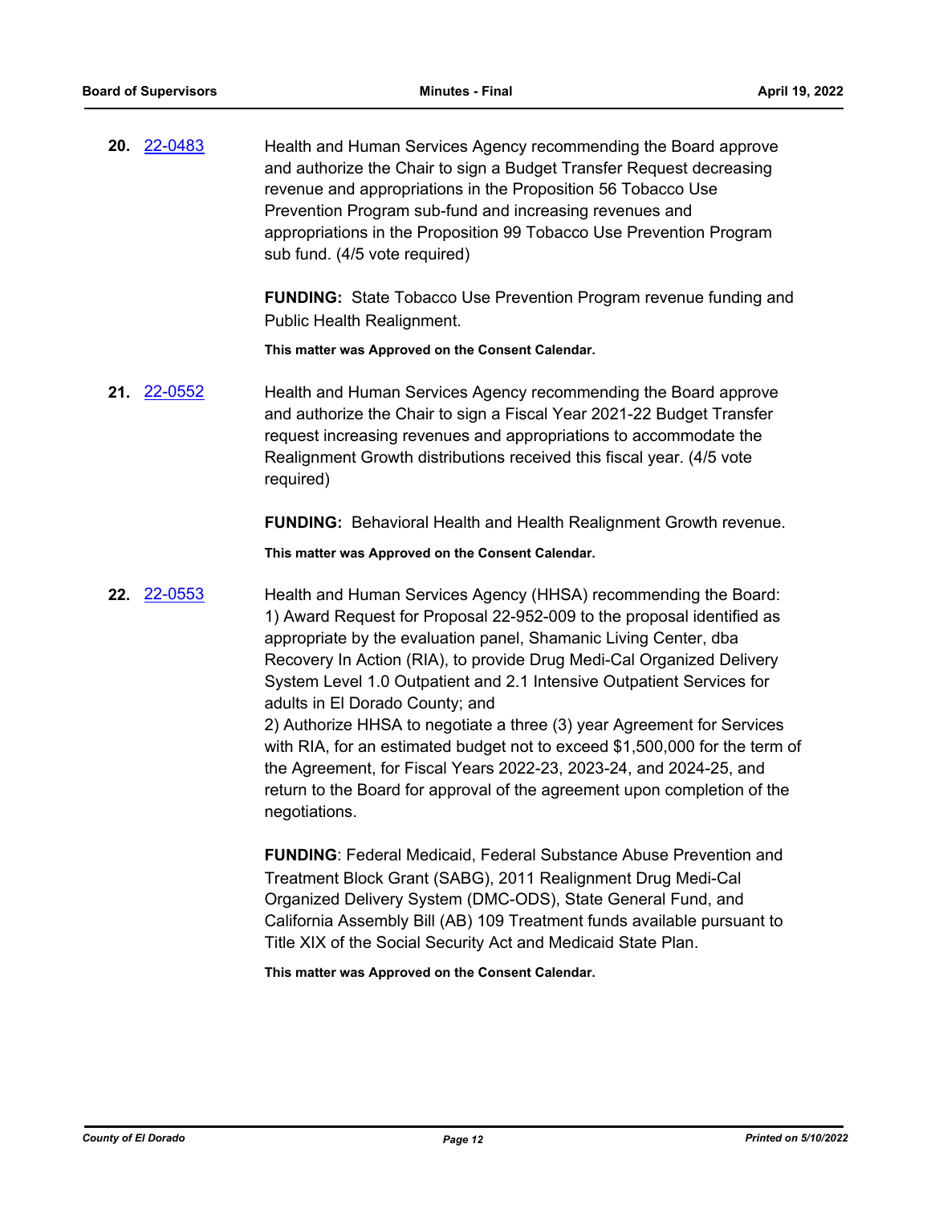**20.** 22-0483

Health and Human Services Agency recommending the Board approve and authorize the Chair to sign a Budget Transfer Request decreasing revenue and appropriations in the Proposition 56 Tobacco Use Prevention Program sub-fund and increasing revenues and appropriations in the Proposition 99 Tobacco Use Prevention Program sub fund. (4/5 vote required)

**FUNDING:** State Tobacco Use Prevention Program revenue funding and Public Health Realignment.

**This matter was Approved on the Consent Calendar.**

**21.** 22-0552

Health and Human Services Agency recommending the Board approve and authorize the Chair to sign a Fiscal Year 2021-22 Budget Transfer request increasing revenues and appropriations to accommodate the Realignment Growth distributions received this fiscal year. (4/5 vote required)

**FUNDING:** Behavioral Health and Health Realignment Growth revenue.

**This matter was Approved on the Consent Calendar.**

**22.** 22-0553

Health and Human Services Agency (HHSA) recommending the Board:
1) Award Request for Proposal 22-952-009 to the proposal identified as appropriate by the evaluation panel, Shamanic Living Center, dba Recovery In Action (RIA), to provide Drug Medi-Cal Organized Delivery System Level 1.0 Outpatient and 2.1 Intensive Outpatient Services for adults in El Dorado County; and
2) Authorize HHSA to negotiate a three (3) year Agreement for Services with RIA, for an estimated budget not to exceed $1,500,000 for the term of the Agreement, for Fiscal Years 2022-23, 2023-24, and 2024-25, and return to the Board for approval of the agreement upon completion of the negotiations.

**FUNDING**: Federal Medicaid, Federal Substance Abuse Prevention and Treatment Block Grant (SABG), 2011 Realignment Drug Medi-Cal Organized Delivery System (DMC-ODS), State General Fund, and California Assembly Bill (AB) 109 Treatment funds available pursuant to Title XIX of the Social Security Act and Medicaid State Plan.

**This matter was Approved on the Consent Calendar.**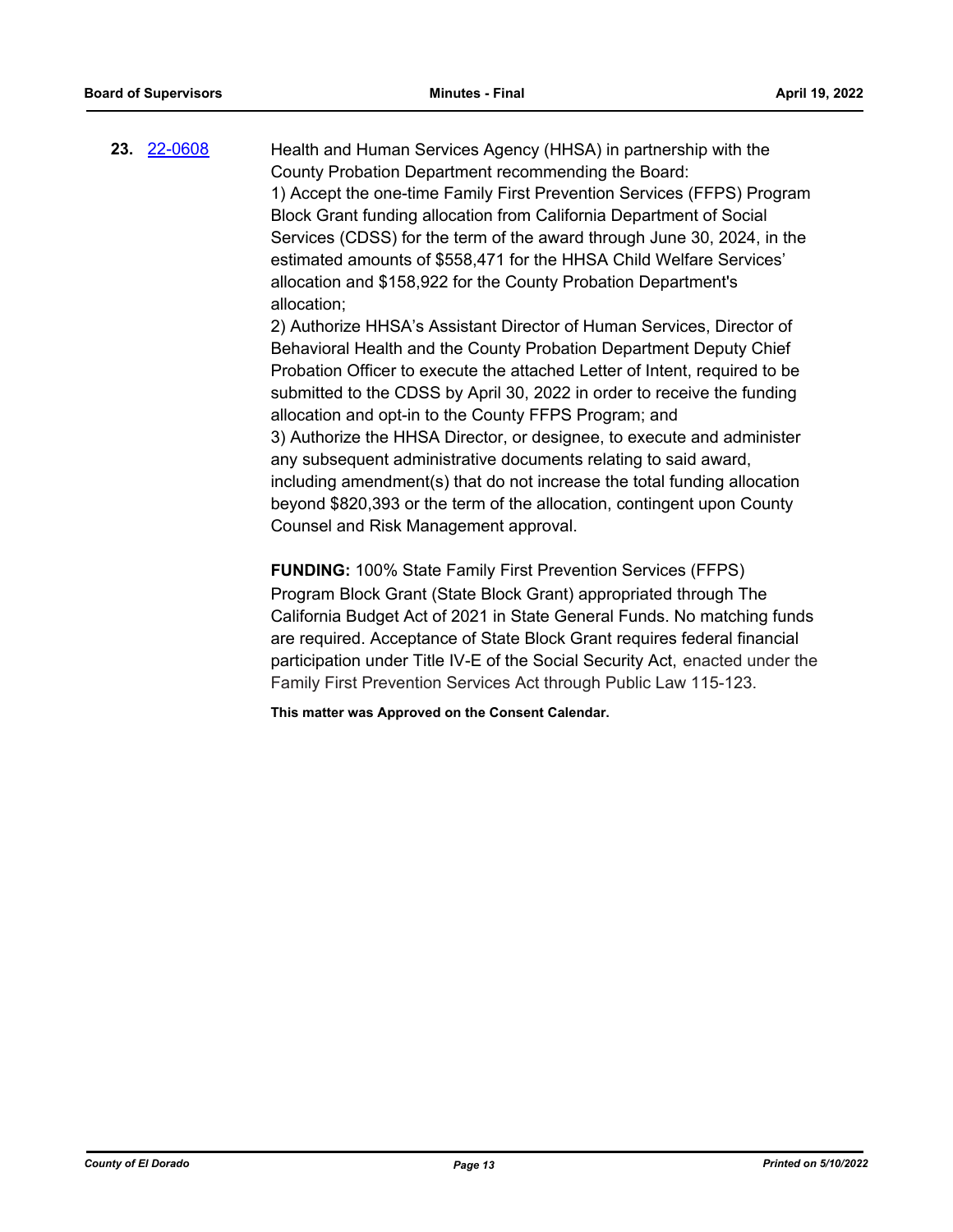**23.** [22-0608](22-0608)

Health and Human Services Agency (HHSA) in partnership with the County Probation Department recommending the Board:

1) Accept the one-time Family First Prevention Services (FFPS) Program Block Grant funding allocation from California Department of Social Services (CDSS) for the term of the award through June 30, 2024, in the estimated amounts of $558,471 for the HHSA Child Welfare Services' allocation and $158,922 for the County Probation Department's allocation;

2) Authorize HHSA's Assistant Director of Human Services, Director of Behavioral Health and the County Probation Department Deputy Chief Probation Officer to execute the attached Letter of Intent, required to be submitted to the CDSS by April 30, 2022 in order to receive the funding allocation and opt-in to the County FFPS Program; and

3) Authorize the HHSA Director, or designee, to execute and administer any subsequent administrative documents relating to said award, including amendment(s) that do not increase the total funding allocation beyond $820,393 or the term of the allocation, contingent upon County Counsel and Risk Management approval.

**FUNDING:** 100% State Family First Prevention Services (FFPS) Program Block Grant (State Block Grant) appropriated through The California Budget Act of 2021 in State General Funds. No matching funds are required. Acceptance of State Block Grant requires federal financial participation under Title IV-E of the Social Security Act, enacted under the Family First Prevention Services Act through Public Law 115-123.

**This matter was Approved on the Consent Calendar.**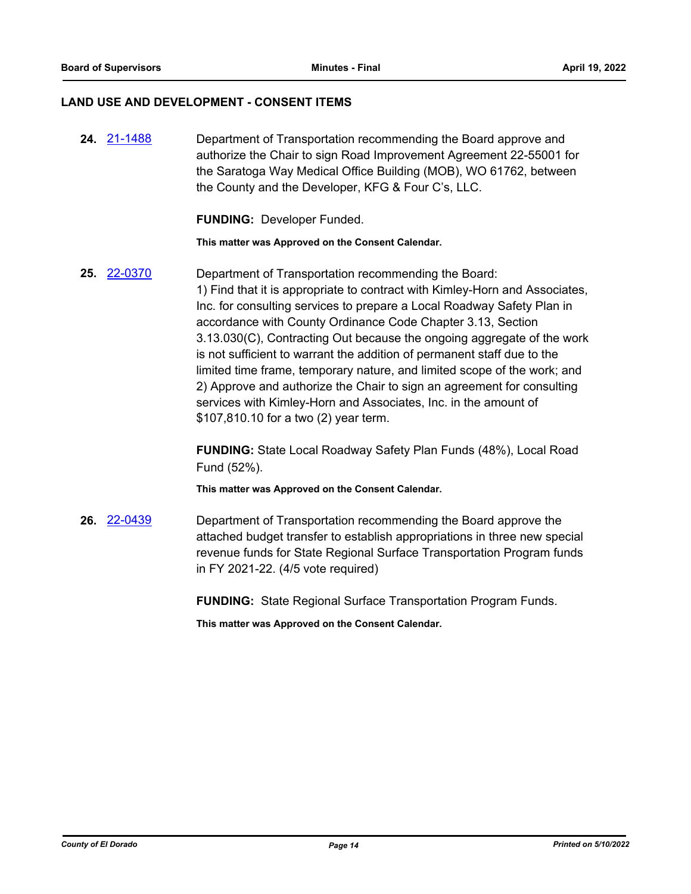## LAND USE AND DEVELOPMENT - CONSENT ITEMS

**24.** [21-1488] Department of Transportation recommending the Board approve and authorize the Chair to sign Road Improvement Agreement 22-55001 for the Saratoga Way Medical Office Building (MOB), WO 61762, between the County and the Developer, KFG & Four C's, LLC.

**FUNDING:** Developer Funded.

**This matter was Approved on the Consent Calendar.**

**25.** [22-0370] Department of Transportation recommending the Board:
1) Find that it is appropriate to contract with Kimley-Horn and Associates, Inc. for consulting services to prepare a Local Roadway Safety Plan in accordance with County Ordinance Code Chapter 3.13, Section 3.13.030(C), Contracting Out because the ongoing aggregate of the work is not sufficient to warrant the addition of permanent staff due to the limited time frame, temporary nature, and limited scope of the work; and
2) Approve and authorize the Chair to sign an agreement for consulting services with Kimley-Horn and Associates, Inc. in the amount of $107,810.10 for a two (2) year term.

**FUNDING:** State Local Roadway Safety Plan Funds (48%), Local Road Fund (52%).

**This matter was Approved on the Consent Calendar.**

**26.** [22-0439] Department of Transportation recommending the Board approve the attached budget transfer to establish appropriations in three new special revenue funds for State Regional Surface Transportation Program funds in FY 2021-22. (4/5 vote required)

**FUNDING:** State Regional Surface Transportation Program Funds.

**This matter was Approved on the Consent Calendar.**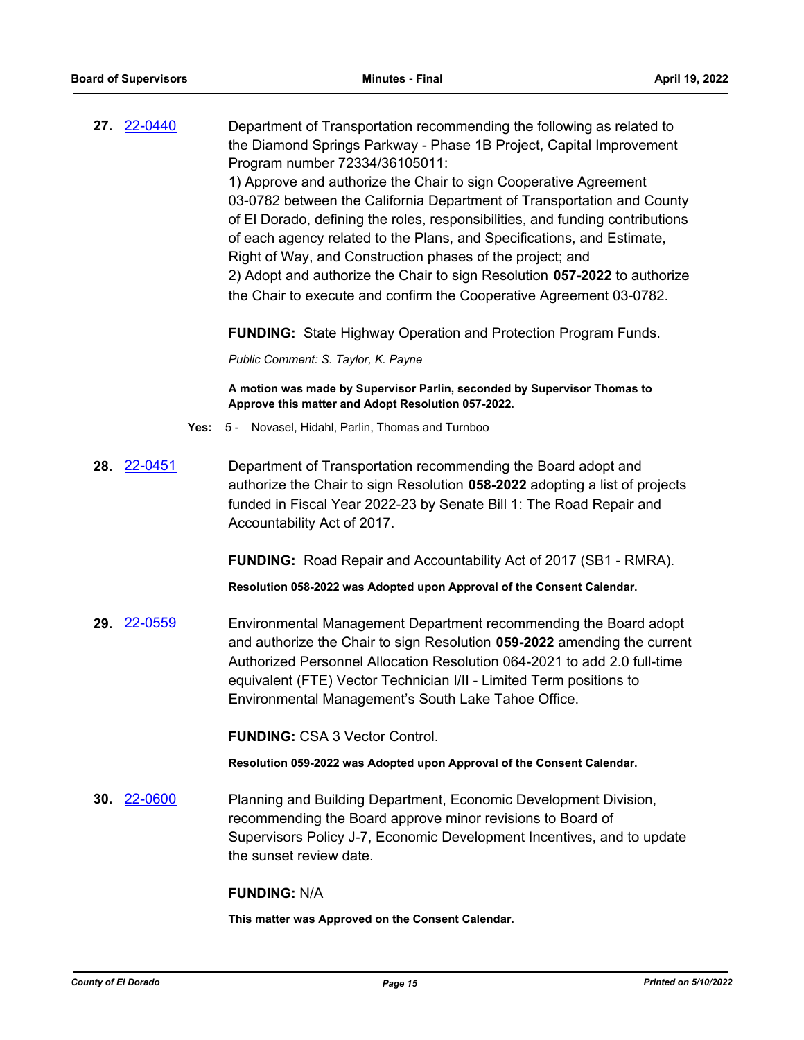**27.** [22-0440](22-0440)

Department of Transportation recommending the following as related to the Diamond Springs Parkway - Phase 1B Project, Capital Improvement Program number 72334/36105011:

1) Approve and authorize the Chair to sign Cooperative Agreement 03-0782 between the California Department of Transportation and County of El Dorado, defining the roles, responsibilities, and funding contributions of each agency related to the Plans, and Specifications, and Estimate, Right of Way, and Construction phases of the project; and

2) Adopt and authorize the Chair to sign Resolution **057-2022** to authorize the Chair to execute and confirm the Cooperative Agreement 03-0782.

**FUNDING:** State Highway Operation and Protection Program Funds.

*Public Comment: S. Taylor, K. Payne*

**A motion was made by Supervisor Parlin, seconded by Supervisor Thomas to Approve this matter and Adopt Resolution 057-2022.**

**Yes:** 5 - Novasel, Hidahl, Parlin, Thomas and Turnboo

**28.** [22-0451](22-0451)

Department of Transportation recommending the Board adopt and authorize the Chair to sign Resolution **058-2022** adopting a list of projects funded in Fiscal Year 2022-23 by Senate Bill 1: The Road Repair and Accountability Act of 2017.

**FUNDING:** Road Repair and Accountability Act of 2017 (SB1 - RMRA).

**Resolution 058-2022 was Adopted upon Approval of the Consent Calendar.**

**29.** [22-0559](22-0559)

Environmental Management Department recommending the Board adopt and authorize the Chair to sign Resolution **059-2022** amending the current Authorized Personnel Allocation Resolution 064-2021 to add 2.0 full-time equivalent (FTE) Vector Technician I/II - Limited Term positions to Environmental Management's South Lake Tahoe Office.

**FUNDING:** CSA 3 Vector Control.

**Resolution 059-2022 was Adopted upon Approval of the Consent Calendar.**

**30.** [22-0600](22-0600)

Planning and Building Department, Economic Development Division, recommending the Board approve minor revisions to Board of Supervisors Policy J-7, Economic Development Incentives, and to update the sunset review date.

**FUNDING:** N/A

**This matter was Approved on the Consent Calendar.**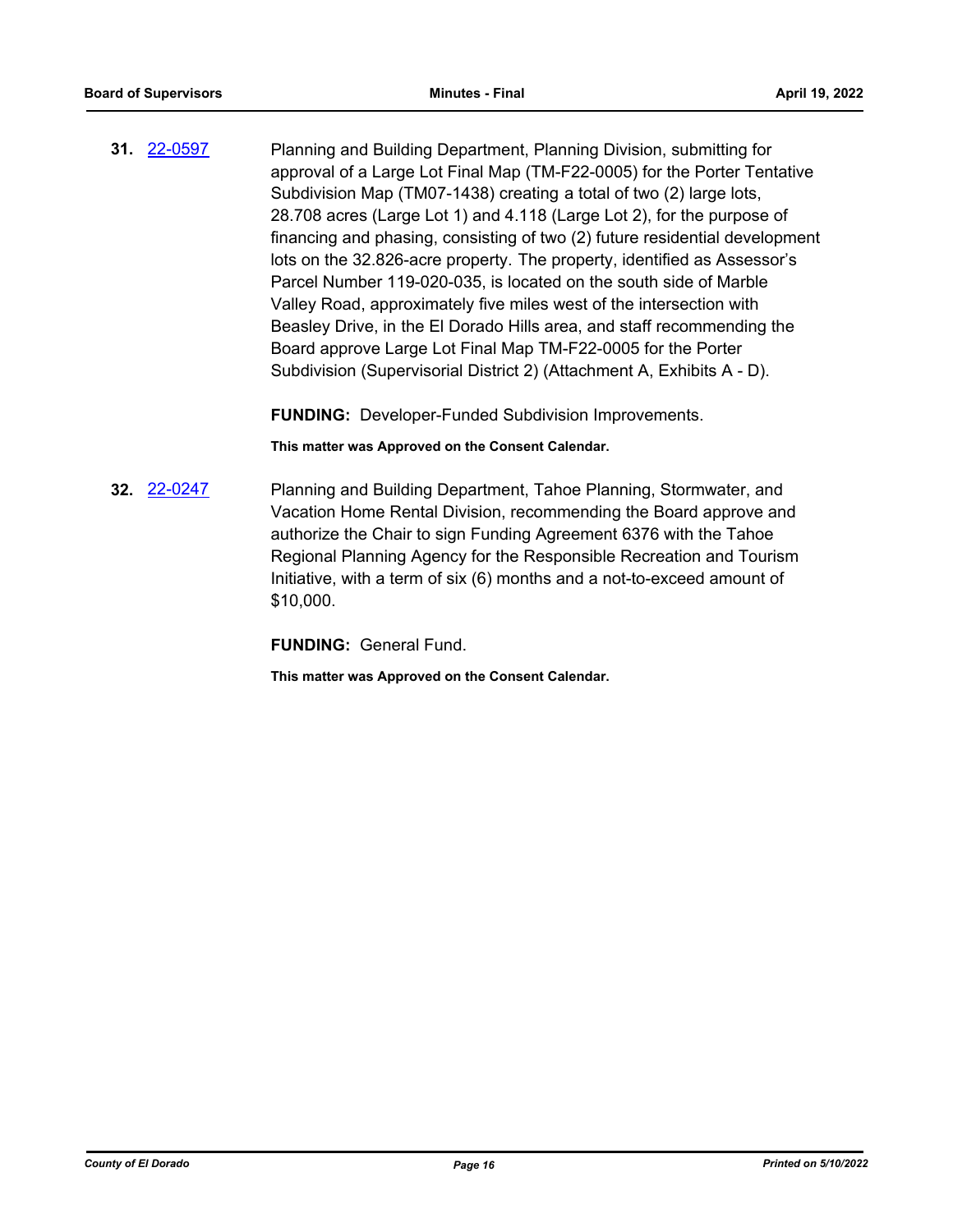**31.** [22-0597](22-0597) Planning and Building Department, Planning Division, submitting for approval of a Large Lot Final Map (TM-F22-0005) for the Porter Tentative Subdivision Map (TM07-1438) creating a total of two (2) large lots, 28.708 acres (Large Lot 1) and 4.118 (Large Lot 2), for the purpose of financing and phasing, consisting of two (2) future residential development lots on the 32.826-acre property. The property, identified as Assessor's Parcel Number 119-020-035, is located on the south side of Marble Valley Road, approximately five miles west of the intersection with Beasley Drive, in the El Dorado Hills area, and staff recommending the Board approve Large Lot Final Map TM-F22-0005 for the Porter Subdivision (Supervisorial District 2) (Attachment A, Exhibits A - D).

**FUNDING:** Developer-Funded Subdivision Improvements.

**This matter was Approved on the Consent Calendar.**

**32.** [22-0247](22-0247) Planning and Building Department, Tahoe Planning, Stormwater, and Vacation Home Rental Division, recommending the Board approve and authorize the Chair to sign Funding Agreement 6376 with the Tahoe Regional Planning Agency for the Responsible Recreation and Tourism Initiative, with a term of six (6) months and a not-to-exceed amount of $10,000.

**FUNDING:** General Fund.

**This matter was Approved on the Consent Calendar.**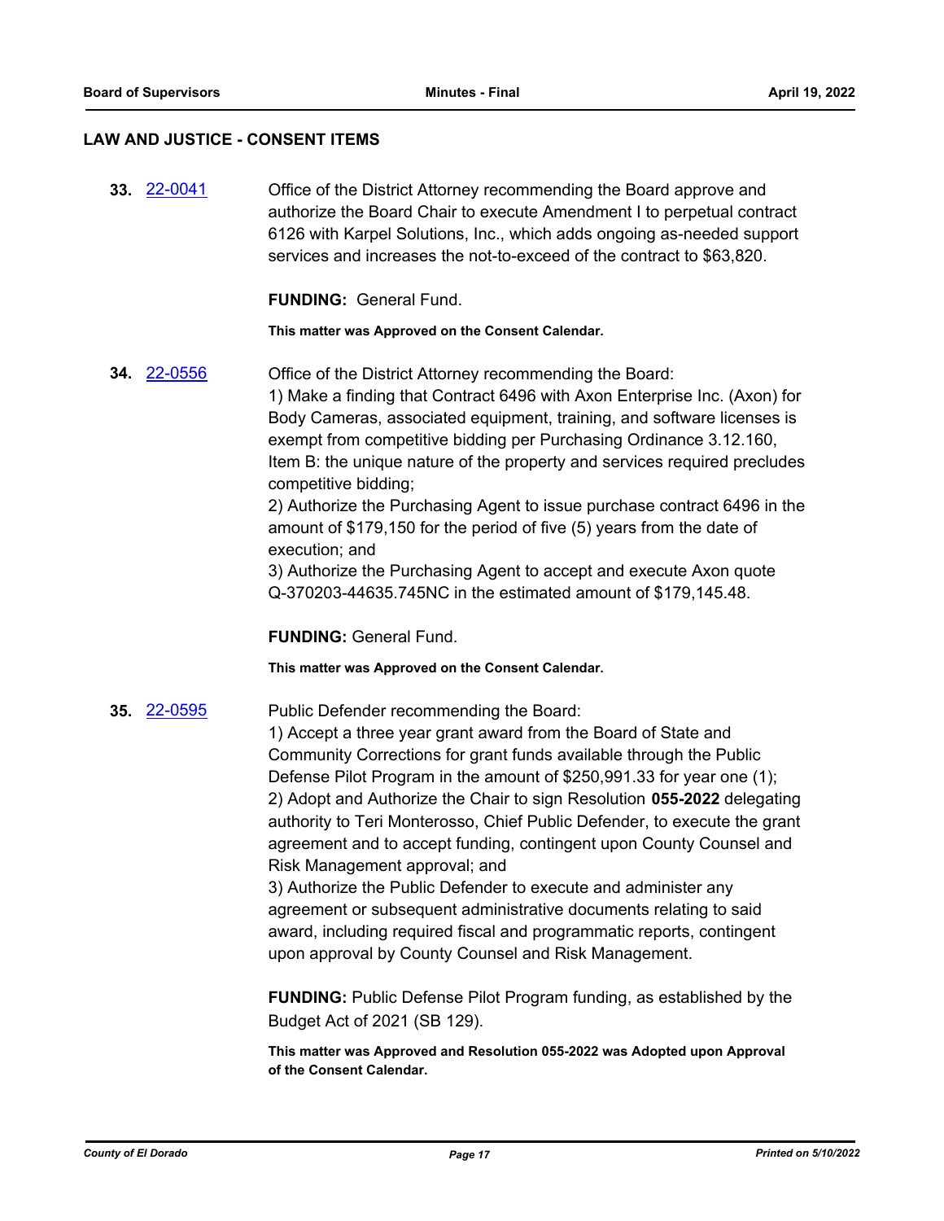## LAW AND JUSTICE - CONSENT ITEMS

**33.** 22-0041

Office of the District Attorney recommending the Board approve and authorize the Board Chair to execute Amendment I to perpetual contract 6126 with Karpel Solutions, Inc., which adds ongoing as-needed support services and increases the not-to-exceed of the contract to $63,820.

**FUNDING:** General Fund.

**This matter was Approved on the Consent Calendar.**

**34.** 22-0556

Office of the District Attorney recommending the Board:
1) Make a finding that Contract 6496 with Axon Enterprise Inc. (Axon) for Body Cameras, associated equipment, training, and software licenses is exempt from competitive bidding per Purchasing Ordinance 3.12.160, Item B: the unique nature of the property and services required precludes competitive bidding;
2) Authorize the Purchasing Agent to issue purchase contract 6496 in the amount of $179,150 for the period of five (5) years from the date of execution; and
3) Authorize the Purchasing Agent to accept and execute Axon quote Q-370203-44635.745NC in the estimated amount of $179,145.48.

**FUNDING:** General Fund.

**This matter was Approved on the Consent Calendar.**

**35.** 22-0595

Public Defender recommending the Board:
1) Accept a three year grant award from the Board of State and Community Corrections for grant funds available through the Public Defense Pilot Program in the amount of $250,991.33 for year one (1);
2) Adopt and Authorize the Chair to sign Resolution **055-2022** delegating authority to Teri Monterosso, Chief Public Defender, to execute the grant agreement and to accept funding, contingent upon County Counsel and Risk Management approval; and
3) Authorize the Public Defender to execute and administer any agreement or subsequent administrative documents relating to said award, including required fiscal and programmatic reports, contingent upon approval by County Counsel and Risk Management.

**FUNDING:** Public Defense Pilot Program funding, as established by the Budget Act of 2021 (SB 129).

**This matter was Approved and Resolution 055-2022 was Adopted upon Approval of the Consent Calendar.**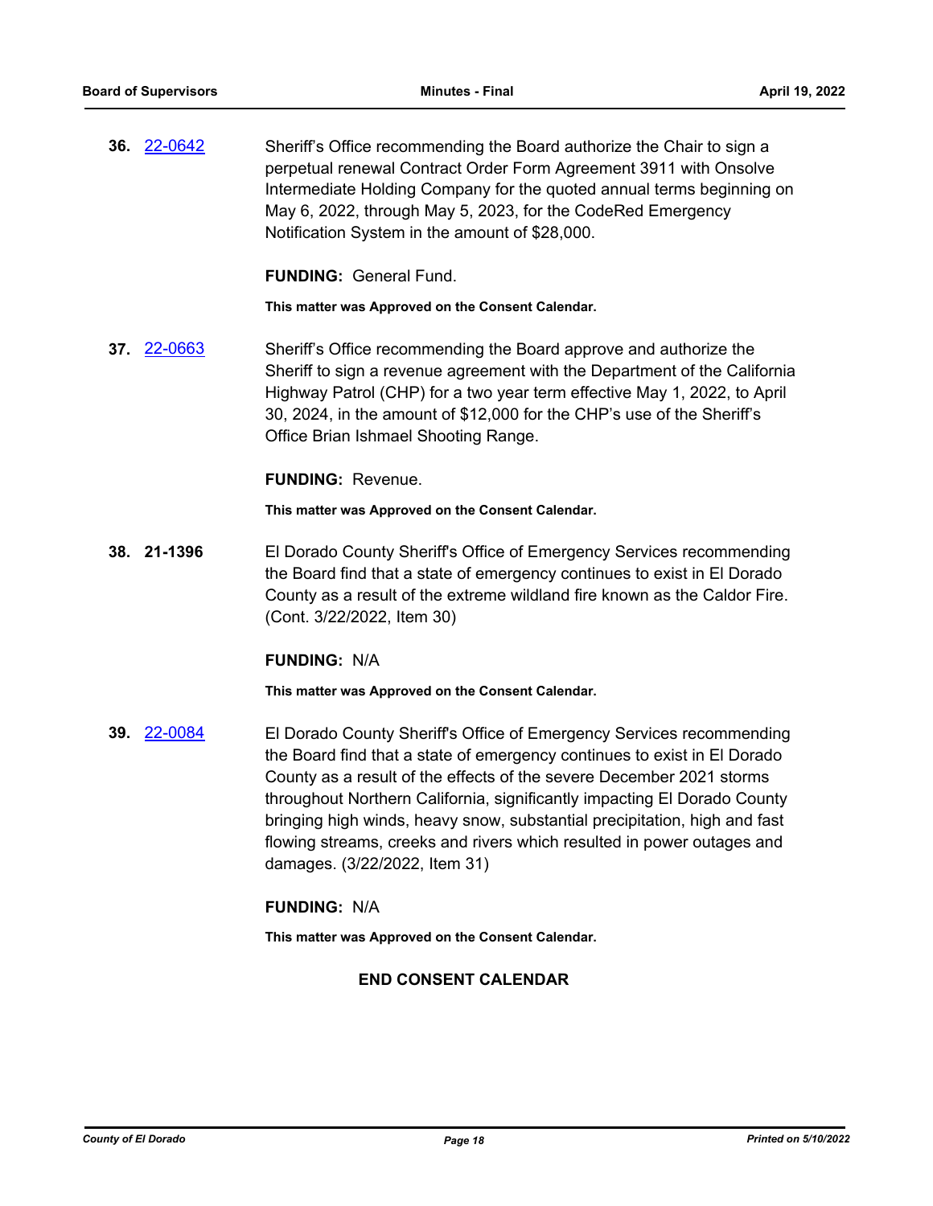**36.** [22-0642](22-0642) Sheriff's Office recommending the Board authorize the Chair to sign a perpetual renewal Contract Order Form Agreement 3911 with Onsolve Intermediate Holding Company for the quoted annual terms beginning on May 6, 2022, through May 5, 2023, for the CodeRed Emergency Notification System in the amount of $28,000.

**FUNDING:** General Fund.

**This matter was Approved on the Consent Calendar.**

**37.** [22-0663](22-0663) Sheriff's Office recommending the Board approve and authorize the Sheriff to sign a revenue agreement with the Department of the California Highway Patrol (CHP) for a two year term effective May 1, 2022, to April 30, 2024, in the amount of $12,000 for the CHP's use of the Sheriff's Office Brian Ishmael Shooting Range.

**FUNDING:** Revenue.

**This matter was Approved on the Consent Calendar.**

**38. 21-1396** El Dorado County Sheriff's Office of Emergency Services recommending the Board find that a state of emergency continues to exist in El Dorado County as a result of the extreme wildland fire known as the Caldor Fire. (Cont. 3/22/2022, Item 30)

**FUNDING:** N/A

**This matter was Approved on the Consent Calendar.**

**39.** [22-0084](22-0084) El Dorado County Sheriff's Office of Emergency Services recommending the Board find that a state of emergency continues to exist in El Dorado County as a result of the effects of the severe December 2021 storms throughout Northern California, significantly impacting El Dorado County bringing high winds, heavy snow, substantial precipitation, high and fast flowing streams, creeks and rivers which resulted in power outages and damages. (3/22/2022, Item 31)

**FUNDING:** N/A

**This matter was Approved on the Consent Calendar.**

**END CONSENT CALENDAR**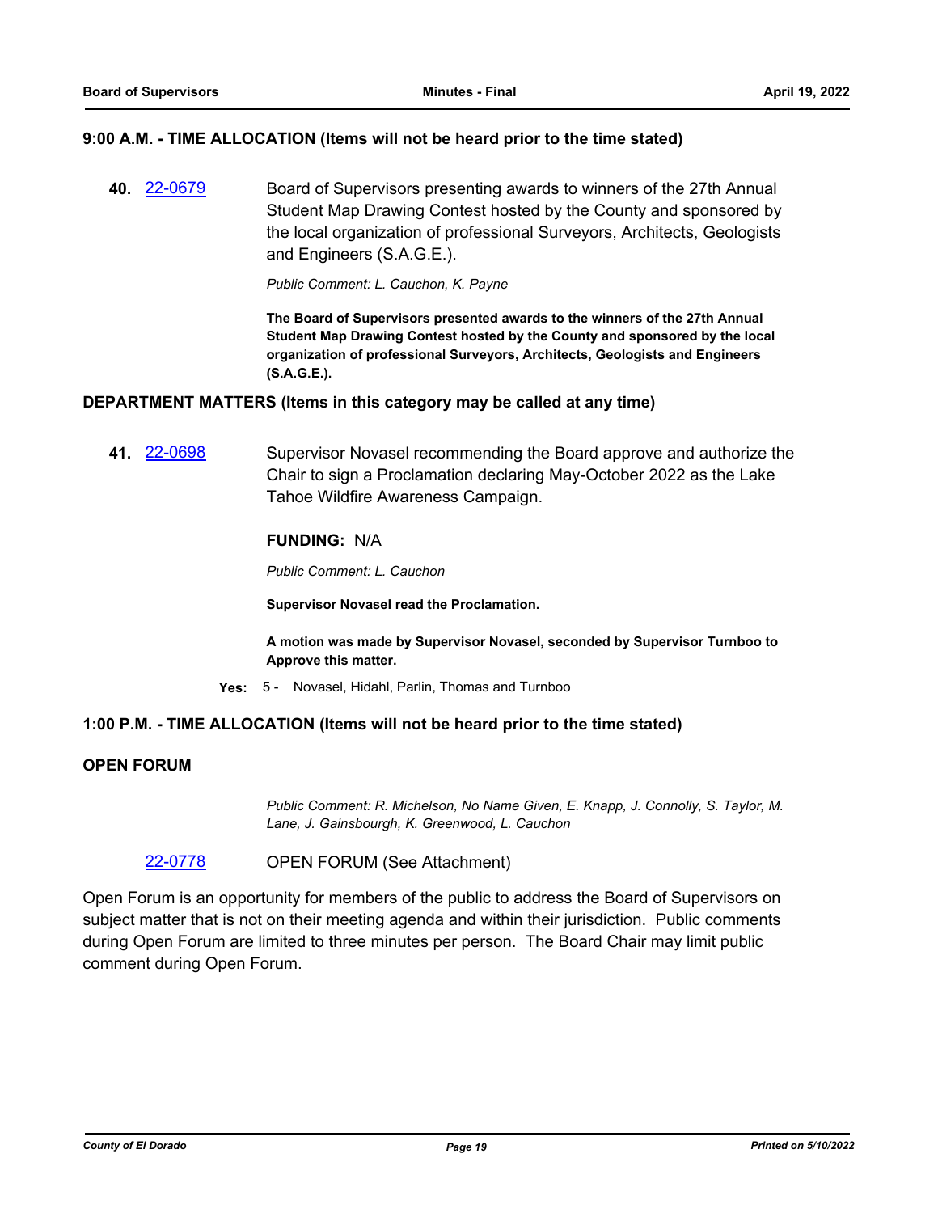### 9:00 A.M. - TIME ALLOCATION (Items will not be heard prior to the time stated)

**40.** [22-0679](22-0679) Board of Supervisors presenting awards to winners of the 27th Annual Student Map Drawing Contest hosted by the County and sponsored by the local organization of professional Surveyors, Architects, Geologists and Engineers (S.A.G.E.).

*Public Comment: L. Cauchon, K. Payne*

**The Board of Supervisors presented awards to the winners of the 27th Annual Student Map Drawing Contest hosted by the County and sponsored by the local organization of professional Surveyors, Architects, Geologists and Engineers (S.A.G.E.).**

### DEPARTMENT MATTERS (Items in this category may be called at any time)

**41.** [22-0698](22-0698) Supervisor Novasel recommending the Board approve and authorize the Chair to sign a Proclamation declaring May-October 2022 as the Lake Tahoe Wildfire Awareness Campaign.

**FUNDING:** N/A

*Public Comment: L. Cauchon*

**Supervisor Novasel read the Proclamation.**

**A motion was made by Supervisor Novasel, seconded by Supervisor Turnboo to Approve this matter.**

**Yes:** 5 - Novasel, Hidahl, Parlin, Thomas and Turnboo

### 1:00 P.M. - TIME ALLOCATION (Items will not be heard prior to the time stated)

### OPEN FORUM

*Public Comment: R. Michelson, No Name Given, E. Knapp, J. Connolly, S. Taylor, M. Lane, J. Gainsbourgh, K. Greenwood, L. Cauchon*

[22-0778](22-0778) OPEN FORUM (See Attachment)

Open Forum is an opportunity for members of the public to address the Board of Supervisors on subject matter that is not on their meeting agenda and within their jurisdiction. Public comments during Open Forum are limited to three minutes per person. The Board Chair may limit public comment during Open Forum.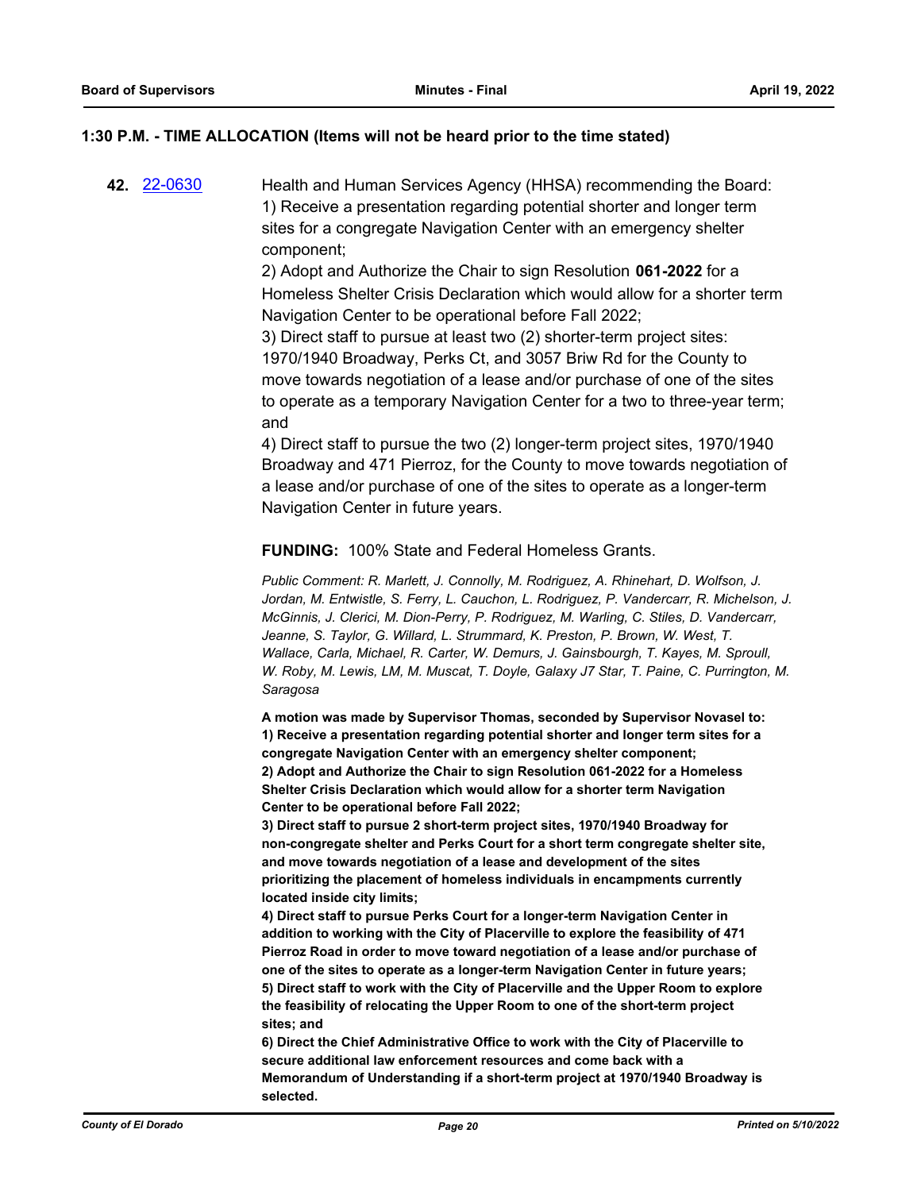### 1:30 P.M. - TIME ALLOCATION (Items will not be heard prior to the time stated)

**42.** 22-0630

Health and Human Services Agency (HHSA) recommending the Board:
1) Receive a presentation regarding potential shorter and longer term sites for a congregate Navigation Center with an emergency shelter component;
2) Adopt and Authorize the Chair to sign Resolution **061-2022** for a Homeless Shelter Crisis Declaration which would allow for a shorter term Navigation Center to be operational before Fall 2022;
3) Direct staff to pursue at least two (2) shorter-term project sites: 1970/1940 Broadway, Perks Ct, and 3057 Briw Rd for the County to move towards negotiation of a lease and/or purchase of one of the sites to operate as a temporary Navigation Center for a two to three-year term; and
4) Direct staff to pursue the two (2) longer-term project sites, 1970/1940 Broadway and 471 Pierroz, for the County to move towards negotiation of a lease and/or purchase of one of the sites to operate as a longer-term Navigation Center in future years.

**FUNDING:** 100% State and Federal Homeless Grants.

*Public Comment: R. Marlett, J. Connolly, M. Rodriguez, A. Rhinehart, D. Wolfson, J. Jordan, M. Entwistle, S. Ferry, L. Cauchon, L. Rodriguez, P. Vandercarr, R. Michelson, J. McGinnis, J. Clerici, M. Dion-Perry, P. Rodriguez, M. Warling, C. Stiles, D. Vandercarr, Jeanne, S. Taylor, G. Willard, L. Strummard, K. Preston, P. Brown, W. West, T. Wallace, Carla, Michael, R. Carter, W. Demurs, J. Gainsbourgh, T. Kayes, M. Sproull, W. Roby, M. Lewis, LM, M. Muscat, T. Doyle, Galaxy J7 Star, T. Paine, C. Purrington, M. Saragosa*

**A motion was made by Supervisor Thomas, seconded by Supervisor Novasel to:**
**1) Receive a presentation regarding potential shorter and longer term sites for a congregate Navigation Center with an emergency shelter component;**
**2) Adopt and Authorize the Chair to sign Resolution 061-2022 for a Homeless Shelter Crisis Declaration which would allow for a shorter term Navigation Center to be operational before Fall 2022;**
**3) Direct staff to pursue 2 short-term project sites, 1970/1940 Broadway for non-congregate shelter and Perks Court for a short term congregate shelter site, and move towards negotiation of a lease and development of the sites prioritizing the placement of homeless individuals in encampments currently located inside city limits;**
**4) Direct staff to pursue Perks Court for a longer-term Navigation Center in addition to working with the City of Placerville to explore the feasibility of 471 Pierroz Road in order to move toward negotiation of a lease and/or purchase of one of the sites to operate as a longer-term Navigation Center in future years;**
**5) Direct staff to work with the City of Placerville and the Upper Room to explore the feasibility of relocating the Upper Room to one of the short-term project sites; and**
**6) Direct the Chief Administrative Office to work with the City of Placerville to secure additional law enforcement resources and come back with a Memorandum of Understanding if a short-term project at 1970/1940 Broadway is selected.**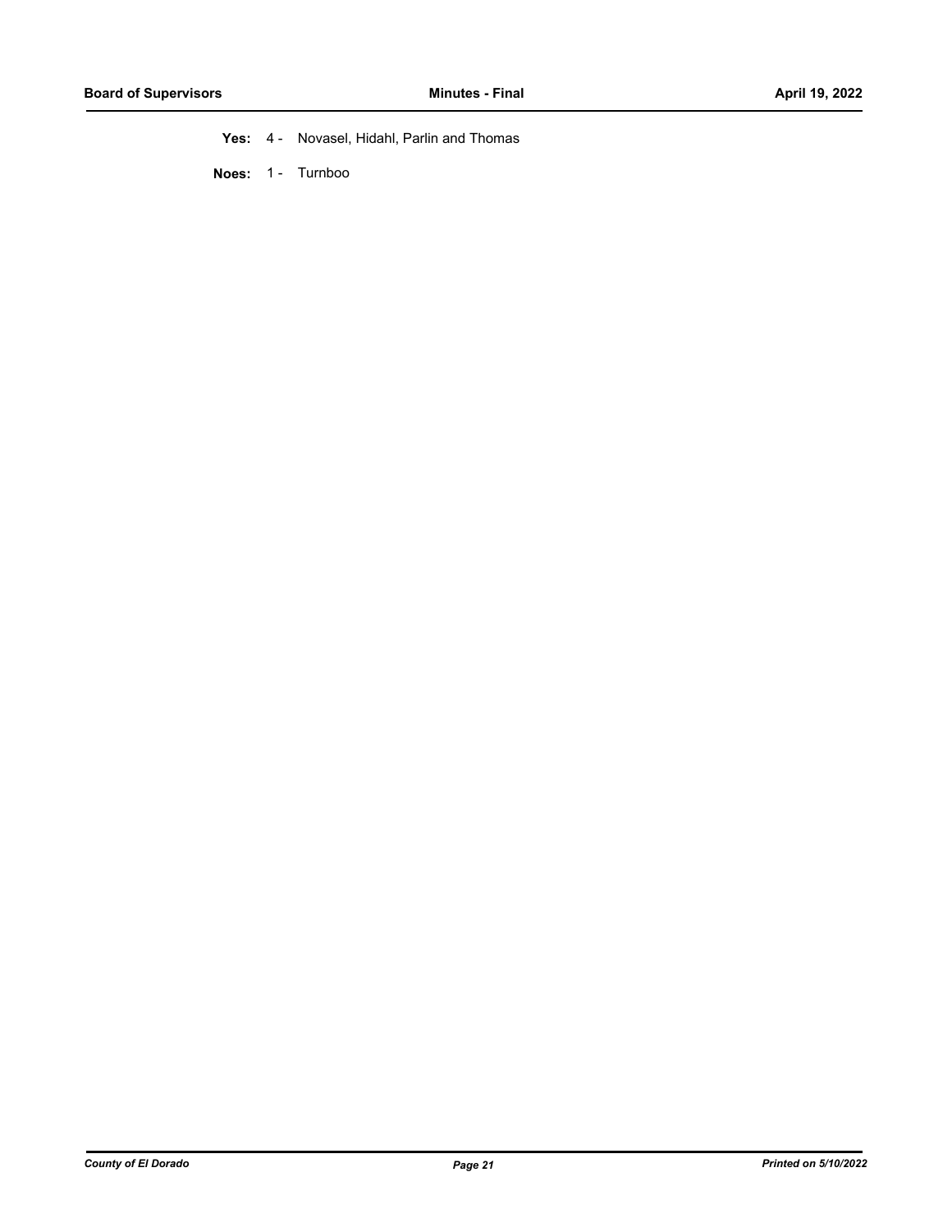**Yes:** 4 - Novasel, Hidahl, Parlin and Thomas

**Noes:** 1 - Turnboo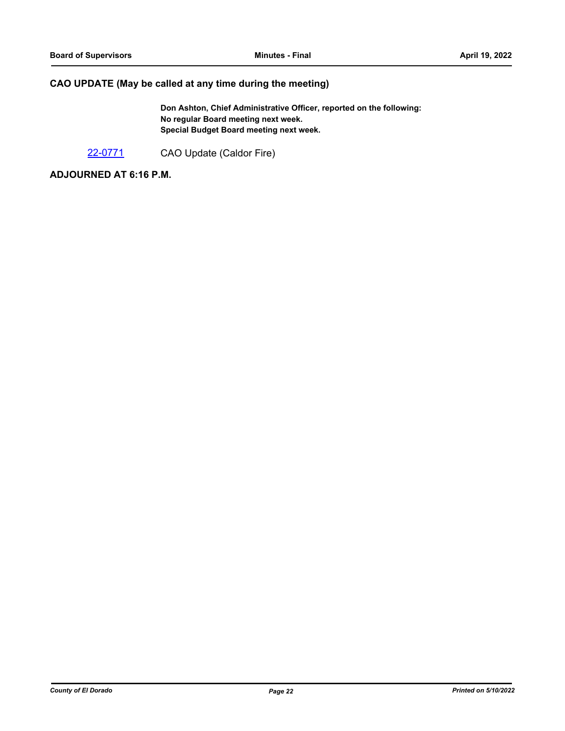## CAO UPDATE (May be called at any time during the meeting)

**Don Ashton, Chief Administrative Officer, reported on the following:**
**No regular Board meeting next week.**
**Special Budget Board meeting next week.**

22-0771 CAO Update (Caldor Fire)

## ADJOURNED AT 6:16 P.M.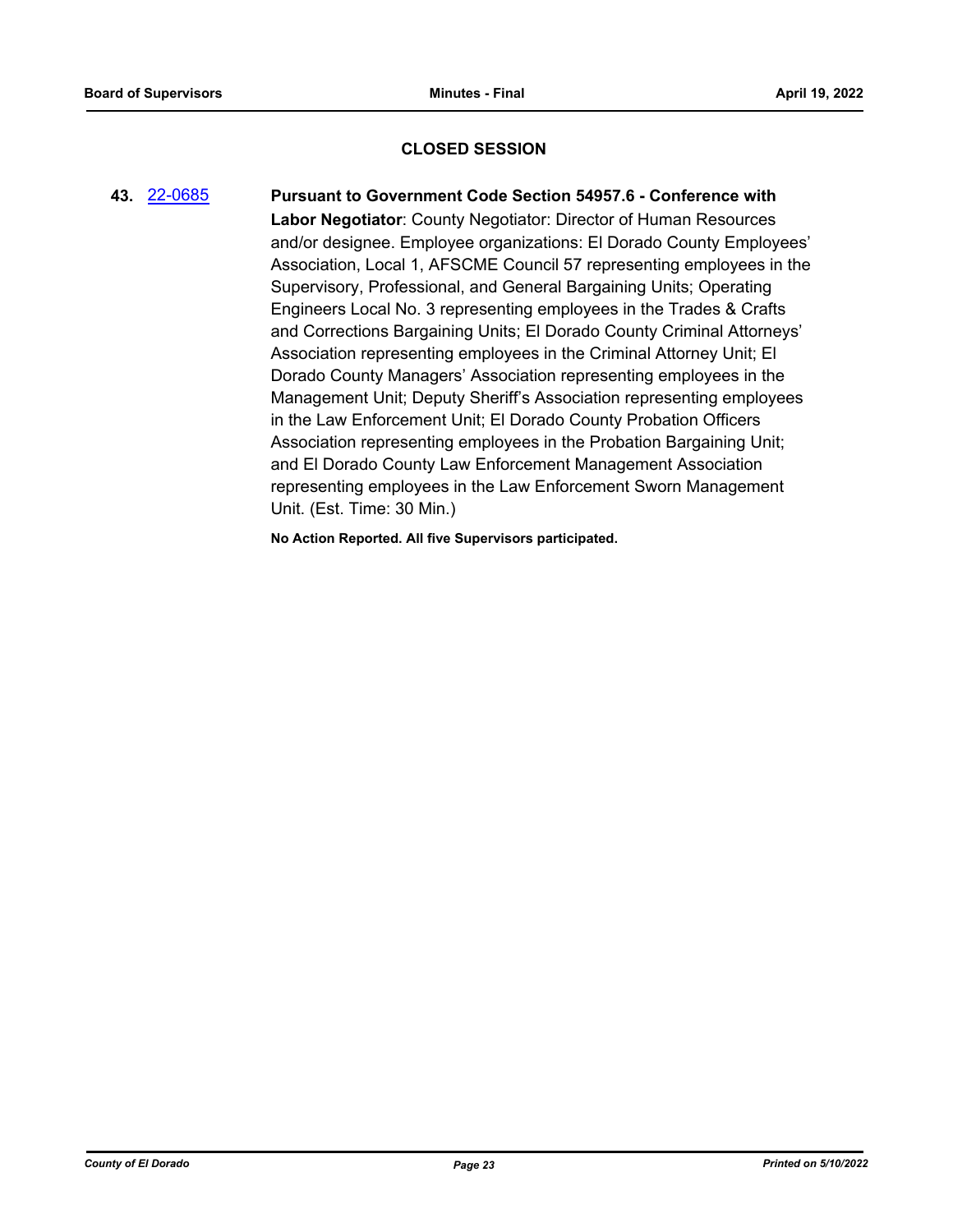## CLOSED SESSION

**43.** 22-0685 **Pursuant to Government Code Section 54957.6 - Conference with Labor Negotiator**: County Negotiator: Director of Human Resources and/or designee. Employee organizations: El Dorado County Employees' Association, Local 1, AFSCME Council 57 representing employees in the Supervisory, Professional, and General Bargaining Units; Operating Engineers Local No. 3 representing employees in the Trades & Crafts and Corrections Bargaining Units; El Dorado County Criminal Attorneys' Association representing employees in the Criminal Attorney Unit; El Dorado County Managers' Association representing employees in the Management Unit; Deputy Sheriff's Association representing employees in the Law Enforcement Unit; El Dorado County Probation Officers Association representing employees in the Probation Bargaining Unit; and El Dorado County Law Enforcement Management Association representing employees in the Law Enforcement Sworn Management Unit. (Est. Time: 30 Min.)

**No Action Reported. All five Supervisors participated.**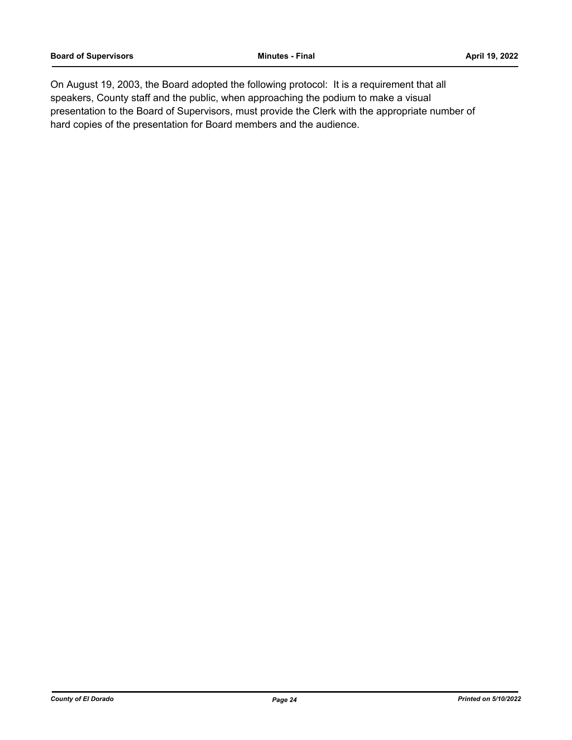On August 19, 2003, the Board adopted the following protocol: It is a requirement that all speakers, County staff and the public, when approaching the podium to make a visual presentation to the Board of Supervisors, must provide the Clerk with the appropriate number of hard copies of the presentation for Board members and the audience.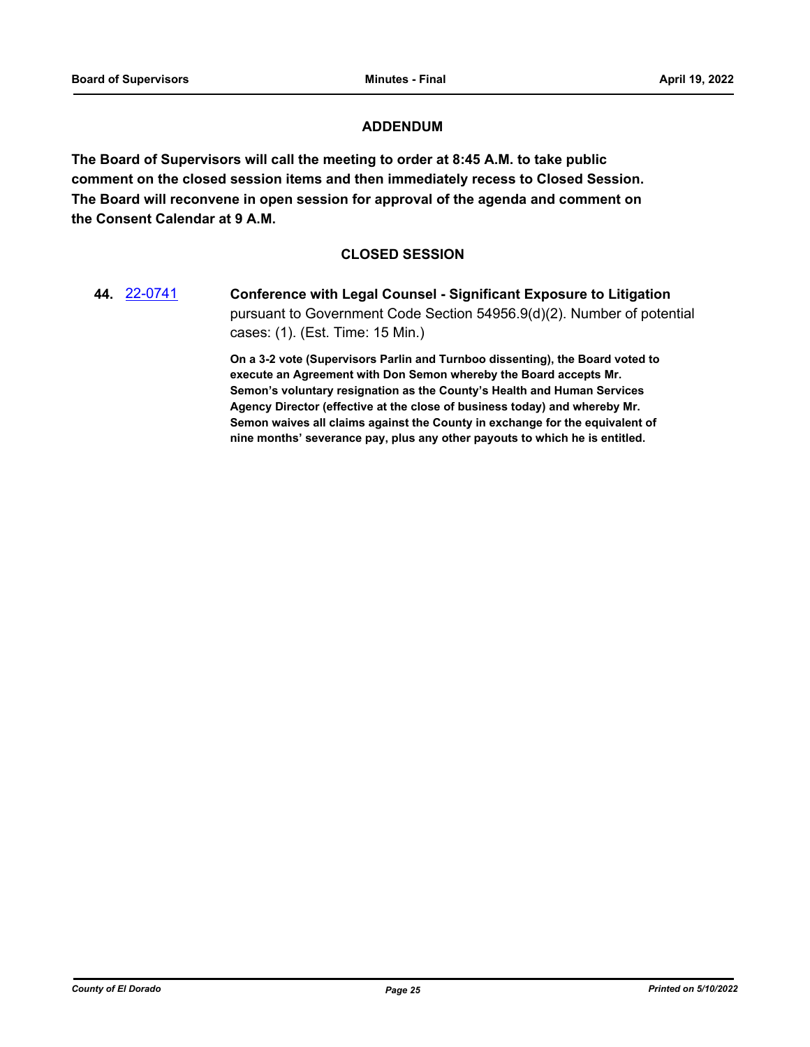## ADDENDUM

**The Board of Supervisors will call the meeting to order at 8:45 A.M. to take public comment on the closed session items and then immediately recess to Closed Session. The Board will reconvene in open session for approval of the agenda and comment on the Consent Calendar at 9 A.M.**

## CLOSED SESSION

**44.** [22-0741] **Conference with Legal Counsel - Significant Exposure to Litigation** pursuant to Government Code Section 54956.9(d)(2). Number of potential cases: (1). (Est. Time: 15 Min.)

**On a 3-2 vote (Supervisors Parlin and Turnboo dissenting), the Board voted to execute an Agreement with Don Semon whereby the Board accepts Mr. Semon's voluntary resignation as the County's Health and Human Services Agency Director (effective at the close of business today) and whereby Mr. Semon waives all claims against the County in exchange for the equivalent of nine months' severance pay, plus any other payouts to which he is entitled.**